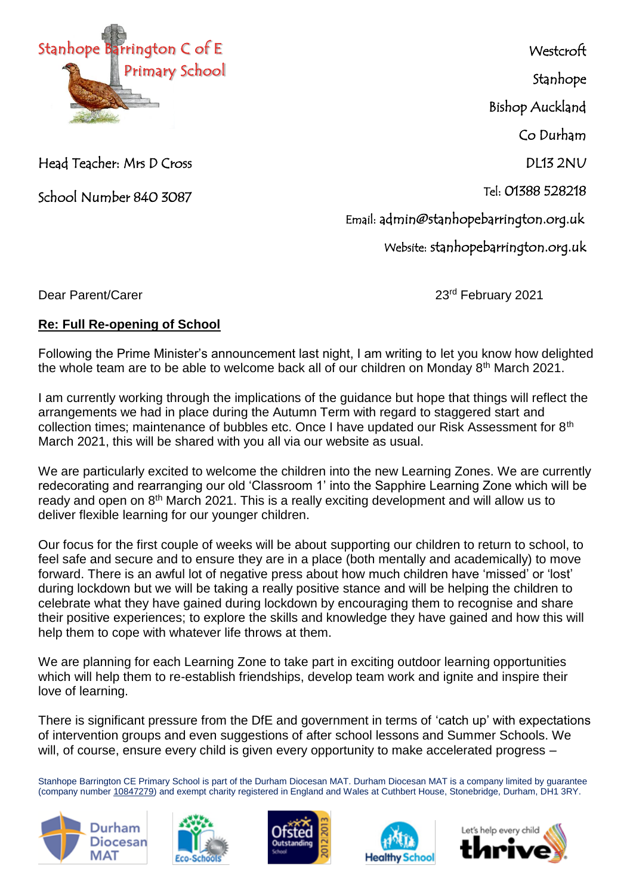Stanhope Barrington C of E Primary School

Head Teacher: Mrs D Cross

School Number 840 3087

Westcroft
Stanhope
Bishop Auckland
Co Durham
DL13 2NU
Tel: 01388 528218
Email: admin@stanhopebarrington.org.uk
Website: stanhopebarrington.org.uk

Dear Parent/Carer

23rd February 2021

**Re: Full Re-opening of School**

Following the Prime Minister's announcement last night, I am writing to let you know how delighted the whole team are to be able to welcome back all of our children on Monday 8th March 2021.

I am currently working through the implications of the guidance but hope that things will reflect the arrangements we had in place during the Autumn Term with regard to staggered start and collection times; maintenance of bubbles etc. Once I have updated our Risk Assessment for 8th March 2021, this will be shared with you all via our website as usual.

We are particularly excited to welcome the children into the new Learning Zones. We are currently redecorating and rearranging our old 'Classroom 1' into the Sapphire Learning Zone which will be ready and open on 8th March 2021. This is a really exciting development and will allow us to deliver flexible learning for our younger children.

Our focus for the first couple of weeks will be about supporting our children to return to school, to feel safe and secure and to ensure they are in a place (both mentally and academically) to move forward. There is an awful lot of negative press about how much children have 'missed' or 'lost' during lockdown but we will be taking a really positive stance and will be helping the children to celebrate what they have gained during lockdown by encouraging them to recognise and share their positive experiences; to explore the skills and knowledge they have gained and how this will help them to cope with whatever life throws at them.

We are planning for each Learning Zone to take part in exciting outdoor learning opportunities which will help them to re-establish friendships, develop team work and ignite and inspire their love of learning.

There is significant pressure from the DfE and government in terms of 'catch up' with expectations of intervention groups and even suggestions of after school lessons and Summer Schools. We will, of course, ensure every child is given every opportunity to make accelerated progress –

Stanhope Barrington CE Primary School is part of the Durham Diocesan MAT. Durham Diocesan MAT is a company limited by guarantee (company number 10847279) and exempt charity registered in England and Wales at Cuthbert House, Stonebridge, Durham, DH1 3RY.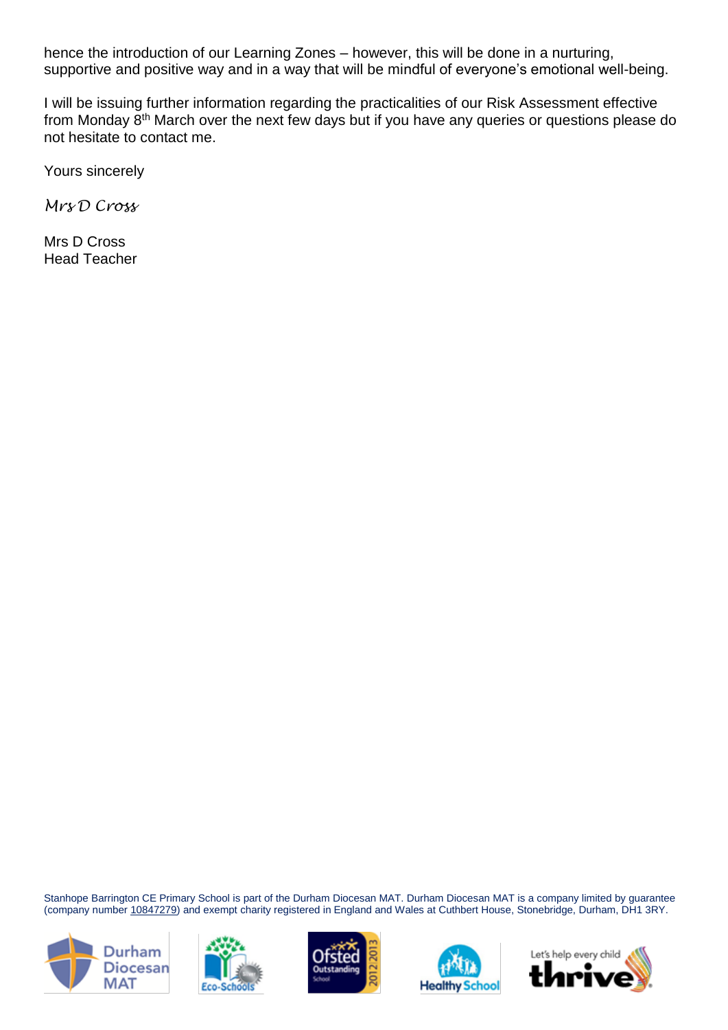hence the introduction of our Learning Zones – however, this will be done in a nurturing, supportive and positive way and in a way that will be mindful of everyone's emotional well-being.

I will be issuing further information regarding the practicalities of our Risk Assessment effective from Monday 8th March over the next few days but if you have any queries or questions please do not hesitate to contact me.

Yours sincerely

*Mrs D Cross*

Mrs D Cross
Head Teacher

Stanhope Barrington CE Primary School is part of the Durham Diocesan MAT. Durham Diocesan MAT is a company limited by guarantee (company number 10847279) and exempt charity registered in England and Wales at Cuthbert House, Stonebridge, Durham, DH1 3RY.